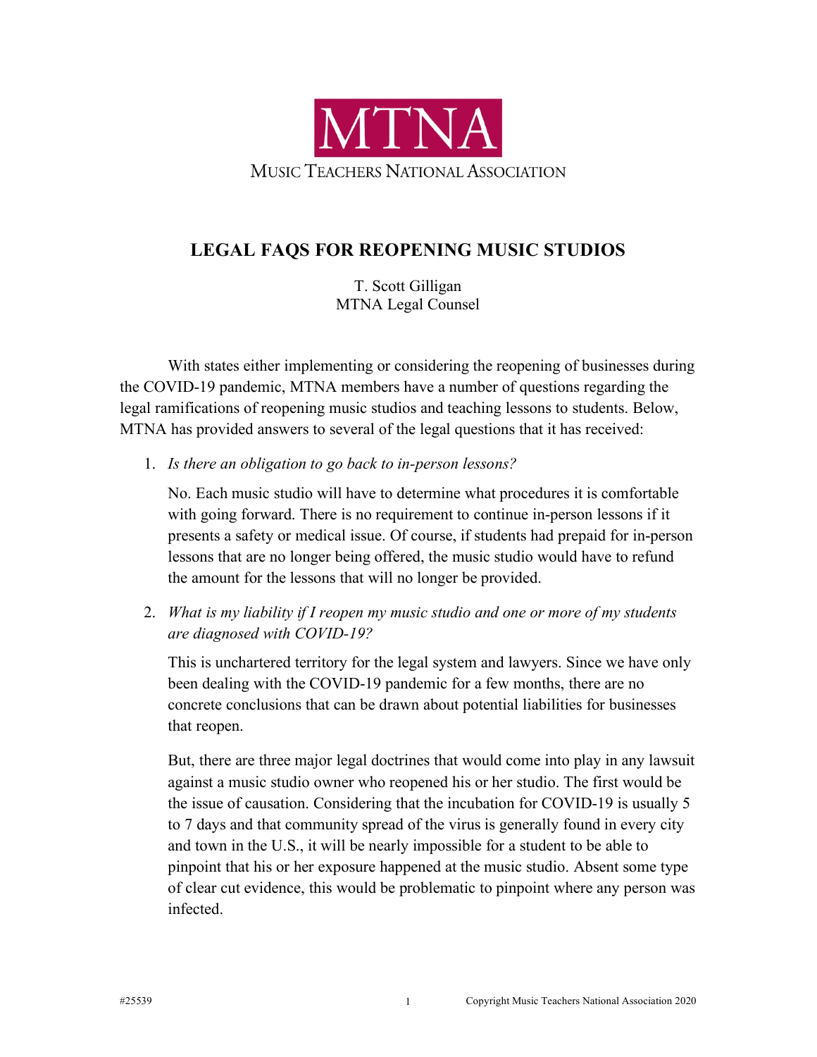MTNA

MUSIC TEACHERS NATIONAL ASSOCIATION

# LEGAL FAQS FOR REOPENING MUSIC STUDIOS

T. Scott Gilligan
MTNA Legal Counsel

With states either implementing or considering the reopening of businesses during the COVID-19 pandemic, MTNA members have a number of questions regarding the legal ramifications of reopening music studios and teaching lessons to students. Below, MTNA has provided answers to several of the legal questions that it has received:

1. *Is there an obligation to go back to in-person lessons?*

   No. Each music studio will have to determine what procedures it is comfortable with going forward. There is no requirement to continue in-person lessons if it presents a safety or medical issue. Of course, if students had prepaid for in-person lessons that are no longer being offered, the music studio would have to refund the amount for the lessons that will no longer be provided.

2. *What is my liability if I reopen my music studio and one or more of my students are diagnosed with COVID-19?*

   This is unchartered territory for the legal system and lawyers. Since we have only been dealing with the COVID-19 pandemic for a few months, there are no concrete conclusions that can be drawn about potential liabilities for businesses that reopen.

   But, there are three major legal doctrines that would come into play in any lawsuit against a music studio owner who reopened his or her studio. The first would be the issue of causation. Considering that the incubation for COVID-19 is usually 5 to 7 days and that community spread of the virus is generally found in every city and town in the U.S., it will be nearly impossible for a student to be able to pinpoint that his or her exposure happened at the music studio. Absent some type of clear cut evidence, this would be problematic to pinpoint where any person was infected.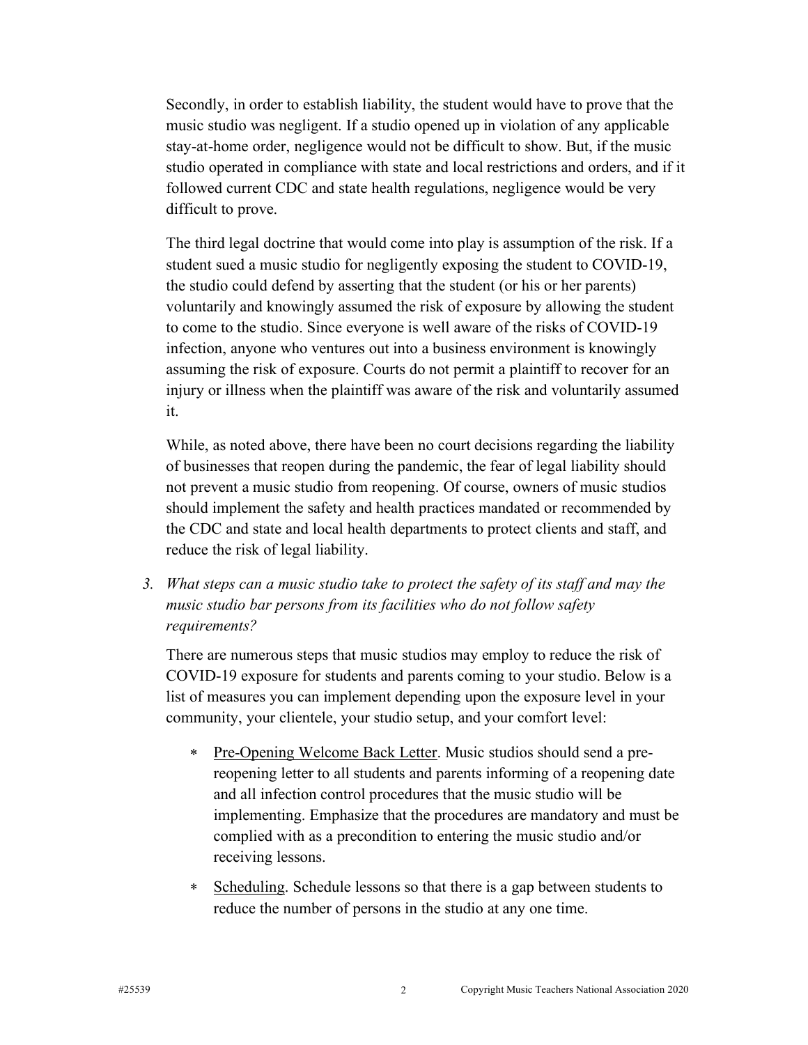Secondly, in order to establish liability, the student would have to prove that the music studio was negligent. If a studio opened up in violation of any applicable stay-at-home order, negligence would not be difficult to show. But, if the music studio operated in compliance with state and local restrictions and orders, and if it followed current CDC and state health regulations, negligence would be very difficult to prove.

The third legal doctrine that would come into play is assumption of the risk. If a student sued a music studio for negligently exposing the student to COVID-19, the studio could defend by asserting that the student (or his or her parents) voluntarily and knowingly assumed the risk of exposure by allowing the student to come to the studio. Since everyone is well aware of the risks of COVID-19 infection, anyone who ventures out into a business environment is knowingly assuming the risk of exposure. Courts do not permit a plaintiff to recover for an injury or illness when the plaintiff was aware of the risk and voluntarily assumed it.

While, as noted above, there have been no court decisions regarding the liability of businesses that reopen during the pandemic, the fear of legal liability should not prevent a music studio from reopening. Of course, owners of music studios should implement the safety and health practices mandated or recommended by the CDC and state and local health departments to protect clients and staff, and reduce the risk of legal liability.

3. *What steps can a music studio take to protect the safety of its staff and may the music studio bar persons from its facilities who do not follow safety requirements?*

There are numerous steps that music studios may employ to reduce the risk of COVID-19 exposure for students and parents coming to your studio. Below is a list of measures you can implement depending upon the exposure level in your community, your clientele, your studio setup, and your comfort level:

* <u>Pre-Opening Welcome Back Letter</u>. Music studios should send a pre-reopening letter to all students and parents informing of a reopening date and all infection control procedures that the music studio will be implementing. Emphasize that the procedures are mandatory and must be complied with as a precondition to entering the music studio and/or receiving lessons.

* <u>Scheduling</u>. Schedule lessons so that there is a gap between students to reduce the number of persons in the studio at any one time.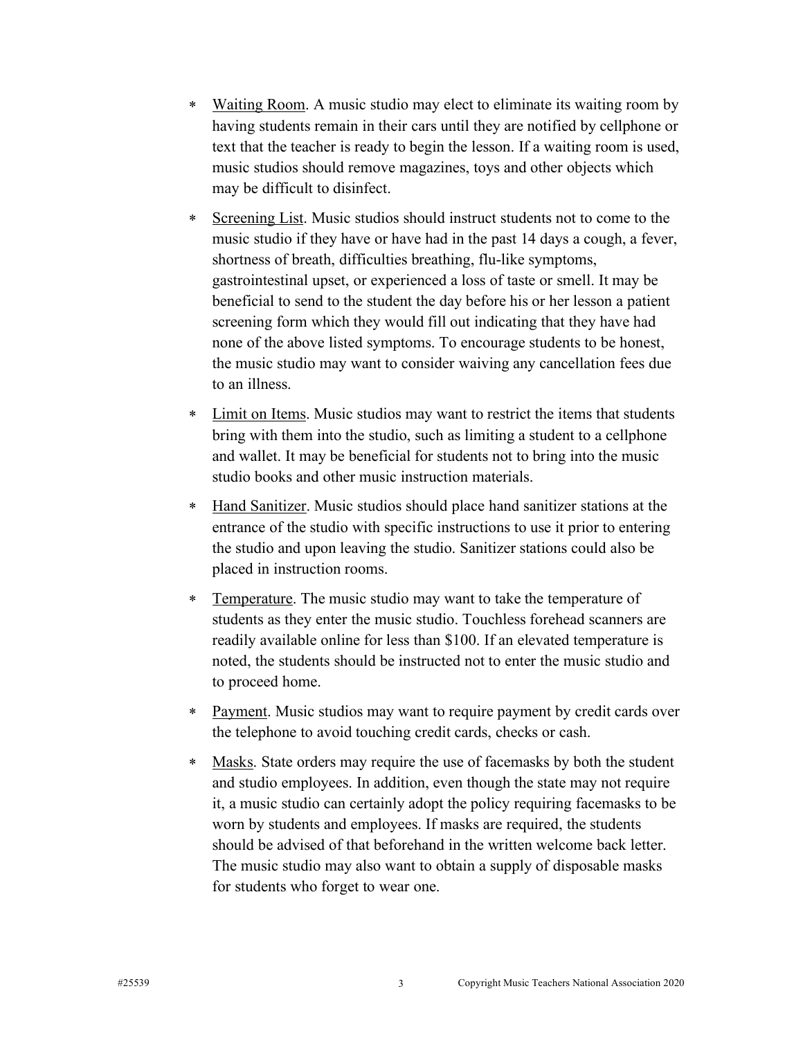* Waiting Room. A music studio may elect to eliminate its waiting room by having students remain in their cars until they are notified by cellphone or text that the teacher is ready to begin the lesson. If a waiting room is used, music studios should remove magazines, toys and other objects which may be difficult to disinfect.

* Screening List. Music studios should instruct students not to come to the music studio if they have or have had in the past 14 days a cough, a fever, shortness of breath, difficulties breathing, flu-like symptoms, gastrointestinal upset, or experienced a loss of taste or smell. It may be beneficial to send to the student the day before his or her lesson a patient screening form which they would fill out indicating that they have had none of the above listed symptoms. To encourage students to be honest, the music studio may want to consider waiving any cancellation fees due to an illness.

* Limit on Items. Music studios may want to restrict the items that students bring with them into the studio, such as limiting a student to a cellphone and wallet. It may be beneficial for students not to bring into the music studio books and other music instruction materials.

* Hand Sanitizer. Music studios should place hand sanitizer stations at the entrance of the studio with specific instructions to use it prior to entering the studio and upon leaving the studio. Sanitizer stations could also be placed in instruction rooms.

* Temperature. The music studio may want to take the temperature of students as they enter the music studio. Touchless forehead scanners are readily available online for less than $100. If an elevated temperature is noted, the students should be instructed not to enter the music studio and to proceed home.

* Payment. Music studios may want to require payment by credit cards over the telephone to avoid touching credit cards, checks or cash.

* Masks. State orders may require the use of facemasks by both the student and studio employees. In addition, even though the state may not require it, a music studio can certainly adopt the policy requiring facemasks to be worn by students and employees. If masks are required, the students should be advised of that beforehand in the written welcome back letter. The music studio may also want to obtain a supply of disposable masks for students who forget to wear one.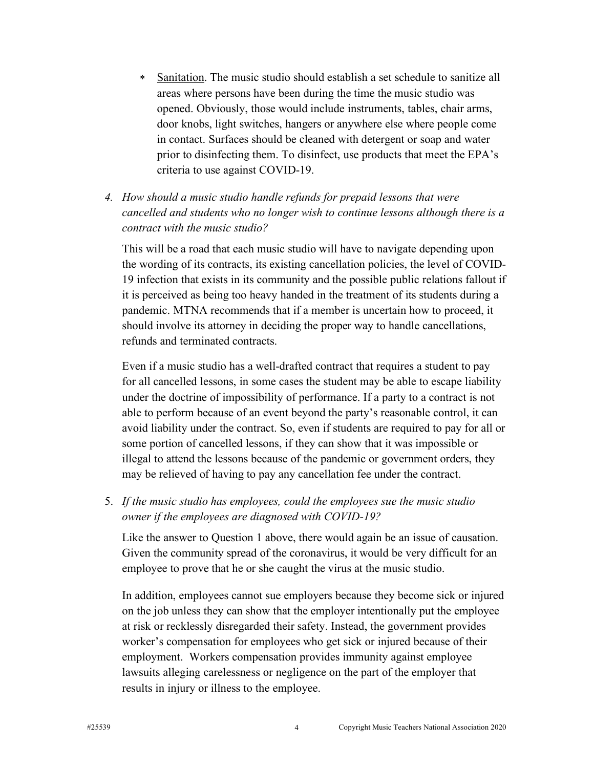* Sanitation. The music studio should establish a set schedule to sanitize all areas where persons have been during the time the music studio was opened. Obviously, those would include instruments, tables, chair arms, door knobs, light switches, hangers or anywhere else where people come in contact. Surfaces should be cleaned with detergent or soap and water prior to disinfecting them. To disinfect, use products that meet the EPA's criteria to use against COVID-19.

4. *How should a music studio handle refunds for prepaid lessons that were cancelled and students who no longer wish to continue lessons although there is a contract with the music studio?*

   This will be a road that each music studio will have to navigate depending upon the wording of its contracts, its existing cancellation policies, the level of COVID-19 infection that exists in its community and the possible public relations fallout if it is perceived as being too heavy handed in the treatment of its students during a pandemic. MTNA recommends that if a member is uncertain how to proceed, it should involve its attorney in deciding the proper way to handle cancellations, refunds and terminated contracts.

   Even if a music studio has a well-drafted contract that requires a student to pay for all cancelled lessons, in some cases the student may be able to escape liability under the doctrine of impossibility of performance. If a party to a contract is not able to perform because of an event beyond the party's reasonable control, it can avoid liability under the contract. So, even if students are required to pay for all or some portion of cancelled lessons, if they can show that it was impossible or illegal to attend the lessons because of the pandemic or government orders, they may be relieved of having to pay any cancellation fee under the contract.

5. *If the music studio has employees, could the employees sue the music studio owner if the employees are diagnosed with COVID-19?*

   Like the answer to Question 1 above, there would again be an issue of causation. Given the community spread of the coronavirus, it would be very difficult for an employee to prove that he or she caught the virus at the music studio.

   In addition, employees cannot sue employers because they become sick or injured on the job unless they can show that the employer intentionally put the employee at risk or recklessly disregarded their safety. Instead, the government provides worker's compensation for employees who get sick or injured because of their employment. Workers compensation provides immunity against employee lawsuits alleging carelessness or negligence on the part of the employer that results in injury or illness to the employee.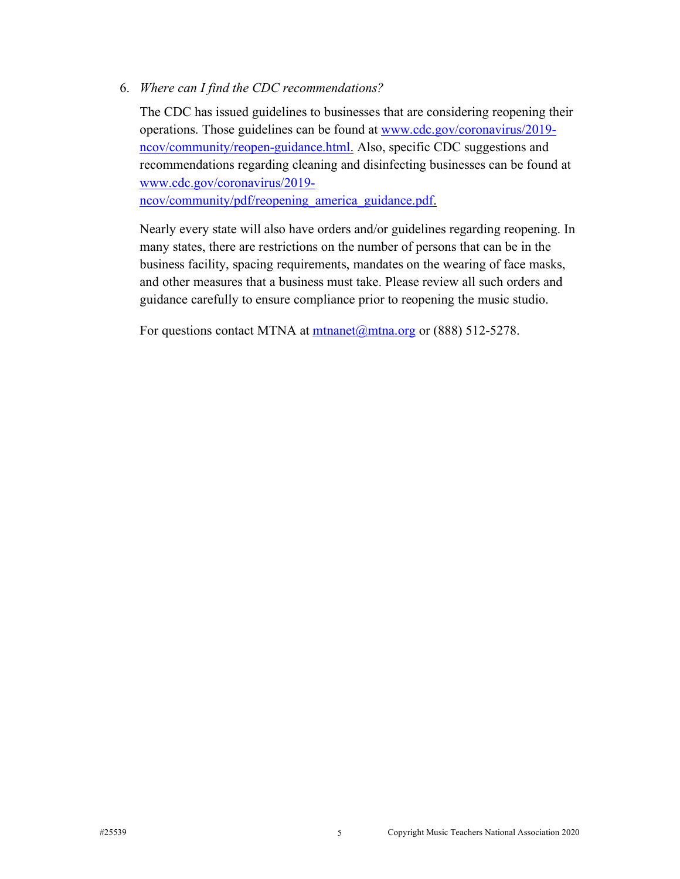6. *Where can I find the CDC recommendations?*

   The CDC has issued guidelines to businesses that are considering reopening their operations. Those guidelines can be found at www.cdc.gov/coronavirus/2019-ncov/community/reopen-guidance.html. Also, specific CDC suggestions and recommendations regarding cleaning and disinfecting businesses can be found at www.cdc.gov/coronavirus/2019-ncov/community/pdf/reopening_america_guidance.pdf.

   Nearly every state will also have orders and/or guidelines regarding reopening. In many states, there are restrictions on the number of persons that can be in the business facility, spacing requirements, mandates on the wearing of face masks, and other measures that a business must take. Please review all such orders and guidance carefully to ensure compliance prior to reopening the music studio.

   For questions contact MTNA at mtnanet@mtna.org or (888) 512-5278.